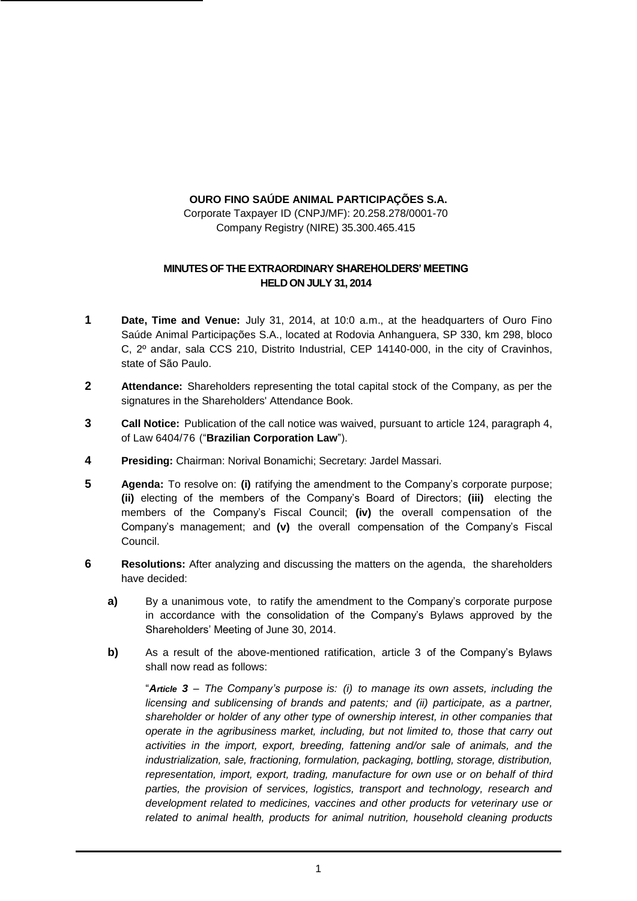**OURO FINO SAÚDE ANIMAL PARTICIPAÇÕES S.A.**
Corporate Taxpayer ID (CNPJ/MF): 20.258.278/0001-70
Company Registry (NIRE) 35.300.465.415

**MINUTES OF THE EXTRAORDINARY SHAREHOLDERS' MEETING HELD ON JULY 31, 2014**

**1** **Date, Time and Venue:** July 31, 2014, at 10:0 a.m., at the headquarters of Ouro Fino Saúde Animal Participações S.A., located at Rodovia Anhanguera, SP 330, km 298, bloco C, 2º andar, sala CCS 210, Distrito Industrial, CEP 14140-000, in the city of Cravinhos, state of São Paulo.

**2** **Attendance:** Shareholders representing the total capital stock of the Company, as per the signatures in the Shareholders' Attendance Book.

**3** **Call Notice:** Publication of the call notice was waived, pursuant to article 124, paragraph 4, of Law 6404/76 ("**Brazilian Corporation Law**").

**4** **Presiding:** Chairman: Norival Bonamichi; Secretary: Jardel Massari.

**5** **Agenda:** To resolve on: **(i)** ratifying the amendment to the Company's corporate purpose; **(ii)** electing of the members of the Company's Board of Directors; **(iii)** electing the members of the Company's Fiscal Council; **(iv)** the overall compensation of the Company's management; and **(v)** the overall compensation of the Company's Fiscal Council.

**6** **Resolutions:** After analyzing and discussing the matters on the agenda, the shareholders have decided:

**a)** By a unanimous vote, to ratify the amendment to the Company's corporate purpose in accordance with the consolidation of the Company's Bylaws approved by the Shareholders' Meeting of June 30, 2014.

**b)** As a result of the above-mentioned ratification, article 3 of the Company's Bylaws shall now read as follows:

"***Article 3*** *– The Company's purpose is: (i) to manage its own assets, including the licensing and sublicensing of brands and patents; and (ii) participate, as a partner, shareholder or holder of any other type of ownership interest, in other companies that operate in the agribusiness market, including, but not limited to, those that carry out activities in the import, export, breeding, fattening and/or sale of animals, and the industrialization, sale, fractioning, formulation, packaging, bottling, storage, distribution, representation, import, export, trading, manufacture for own use or on behalf of third parties, the provision of services, logistics, transport and technology, research and development related to medicines, vaccines and other products for veterinary use or related to animal health, products for animal nutrition, household cleaning products*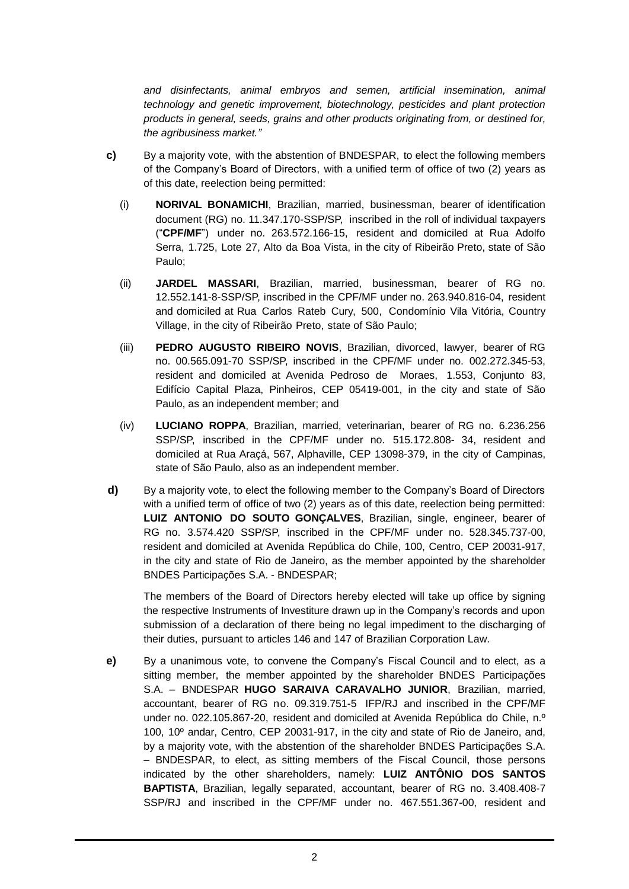*and disinfectants, animal embryos and semen, artificial insemination, animal technology and genetic improvement, biotechnology, pesticides and plant protection products in general, seeds, grains and other products originating from, or destined for, the agribusiness market."*

**c)** By a majority vote, with the abstention of BNDESPAR, to elect the following members of the Company's Board of Directors, with a unified term of office of two (2) years as of this date, reelection being permitted:

(i) **NORIVAL BONAMICHI**, Brazilian, married, businessman, bearer of identification document (RG) no. 11.347.170-SSP/SP, inscribed in the roll of individual taxpayers ("**CPF/MF**") under no. 263.572.166-15, resident and domiciled at Rua Adolfo Serra, 1.725, Lote 27, Alto da Boa Vista, in the city of Ribeirão Preto, state of São Paulo;

(ii) **JARDEL MASSARI**, Brazilian, married, businessman, bearer of RG no. 12.552.141-8-SSP/SP, inscribed in the CPF/MF under no. 263.940.816-04, resident and domiciled at Rua Carlos Rateb Cury, 500, Condomínio Vila Vitória, Country Village, in the city of Ribeirão Preto, state of São Paulo;

(iii) **PEDRO AUGUSTO RIBEIRO NOVIS**, Brazilian, divorced, lawyer, bearer of RG no. 00.565.091-70 SSP/SP, inscribed in the CPF/MF under no. 002.272.345-53, resident and domiciled at Avenida Pedroso de Moraes, 1.553, Conjunto 83, Edifício Capital Plaza, Pinheiros, CEP 05419-001, in the city and state of São Paulo, as an independent member; and

(iv) **LUCIANO ROPPA**, Brazilian, married, veterinarian, bearer of RG no. 6.236.256 SSP/SP, inscribed in the CPF/MF under no. 515.172.808- 34, resident and domiciled at Rua Araçá, 567, Alphaville, CEP 13098-379, in the city of Campinas, state of São Paulo, also as an independent member.

**d)** By a majority vote, to elect the following member to the Company's Board of Directors with a unified term of office of two (2) years as of this date, reelection being permitted: **LUIZ ANTONIO DO SOUTO GONÇALVES**, Brazilian, single, engineer, bearer of RG no. 3.574.420 SSP/SP, inscribed in the CPF/MF under no. 528.345.737-00, resident and domiciled at Avenida República do Chile, 100, Centro, CEP 20031-917, in the city and state of Rio de Janeiro, as the member appointed by the shareholder BNDES Participações S.A. - BNDESPAR;

The members of the Board of Directors hereby elected will take up office by signing the respective Instruments of Investiture drawn up in the Company's records and upon submission of a declaration of there being no legal impediment to the discharging of their duties, pursuant to articles 146 and 147 of Brazilian Corporation Law.

**e)** By a unanimous vote, to convene the Company's Fiscal Council and to elect, as a sitting member, the member appointed by the shareholder BNDES Participações S.A. – BNDESPAR **HUGO SARAIVA CARAVALHO JUNIOR**, Brazilian, married, accountant, bearer of RG no. 09.319.751-5 IFP/RJ and inscribed in the CPF/MF under no. 022.105.867-20, resident and domiciled at Avenida República do Chile, n.º 100, 10º andar, Centro, CEP 20031-917, in the city and state of Rio de Janeiro, and, by a majority vote, with the abstention of the shareholder BNDES Participações S.A. – BNDESPAR, to elect, as sitting members of the Fiscal Council, those persons indicated by the other shareholders, namely: **LUIZ ANTÔNIO DOS SANTOS BAPTISTA**, Brazilian, legally separated, accountant, bearer of RG no. 3.408.408-7 SSP/RJ and inscribed in the CPF/MF under no. 467.551.367-00, resident and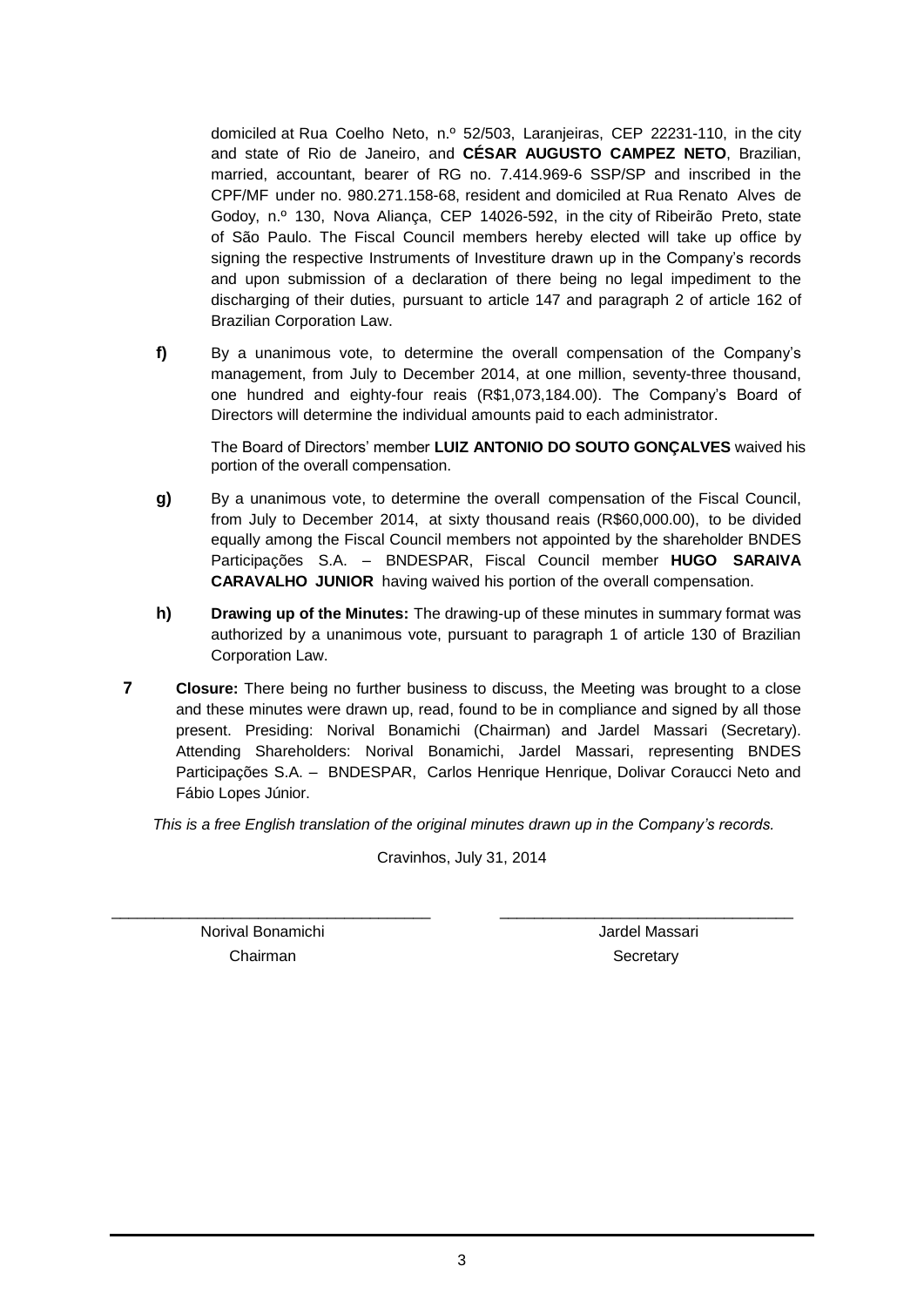domiciled at Rua Coelho Neto, n.º 52/503, Laranjeiras, CEP 22231-110, in the city and state of Rio de Janeiro, and **CÉSAR AUGUSTO CAMPEZ NETO**, Brazilian, married, accountant, bearer of RG no. 7.414.969-6 SSP/SP and inscribed in the CPF/MF under no. 980.271.158-68, resident and domiciled at Rua Renato Alves de Godoy, n.º 130, Nova Aliança, CEP 14026-592, in the city of Ribeirão Preto, state of São Paulo. The Fiscal Council members hereby elected will take up office by signing the respective Instruments of Investiture drawn up in the Company's records and upon submission of a declaration of there being no legal impediment to the discharging of their duties, pursuant to article 147 and paragraph 2 of article 162 of Brazilian Corporation Law.

**f)** By a unanimous vote, to determine the overall compensation of the Company's management, from July to December 2014, at one million, seventy-three thousand, one hundred and eighty-four reais (R$1,073,184.00). The Company's Board of Directors will determine the individual amounts paid to each administrator.

The Board of Directors' member **LUIZ ANTONIO DO SOUTO GONÇALVES** waived his portion of the overall compensation.

**g)** By a unanimous vote, to determine the overall compensation of the Fiscal Council, from July to December 2014, at sixty thousand reais (R$60,000.00), to be divided equally among the Fiscal Council members not appointed by the shareholder BNDES Participações S.A. – BNDESPAR, Fiscal Council member **HUGO SARAIVA CARAVALHO JUNIOR** having waived his portion of the overall compensation.

**h)** **Drawing up of the Minutes:** The drawing-up of these minutes in summary format was authorized by a unanimous vote, pursuant to paragraph 1 of article 130 of Brazilian Corporation Law.

**7** **Closure:** There being no further business to discuss, the Meeting was brought to a close and these minutes were drawn up, read, found to be in compliance and signed by all those present. Presiding: Norival Bonamichi (Chairman) and Jardel Massari (Secretary). Attending Shareholders: Norival Bonamichi, Jardel Massari, representing BNDES Participações S.A. – BNDESPAR, Carlos Henrique Henrique, Dolivar Coraucci Neto and Fábio Lopes Júnior.

*This is a free English translation of the original minutes drawn up in the Company's records.*

Cravinhos, July 31, 2014

| | |
|---|---|
| Norival Bonamichi | Jardel Massari |
| Chairman | Secretary |